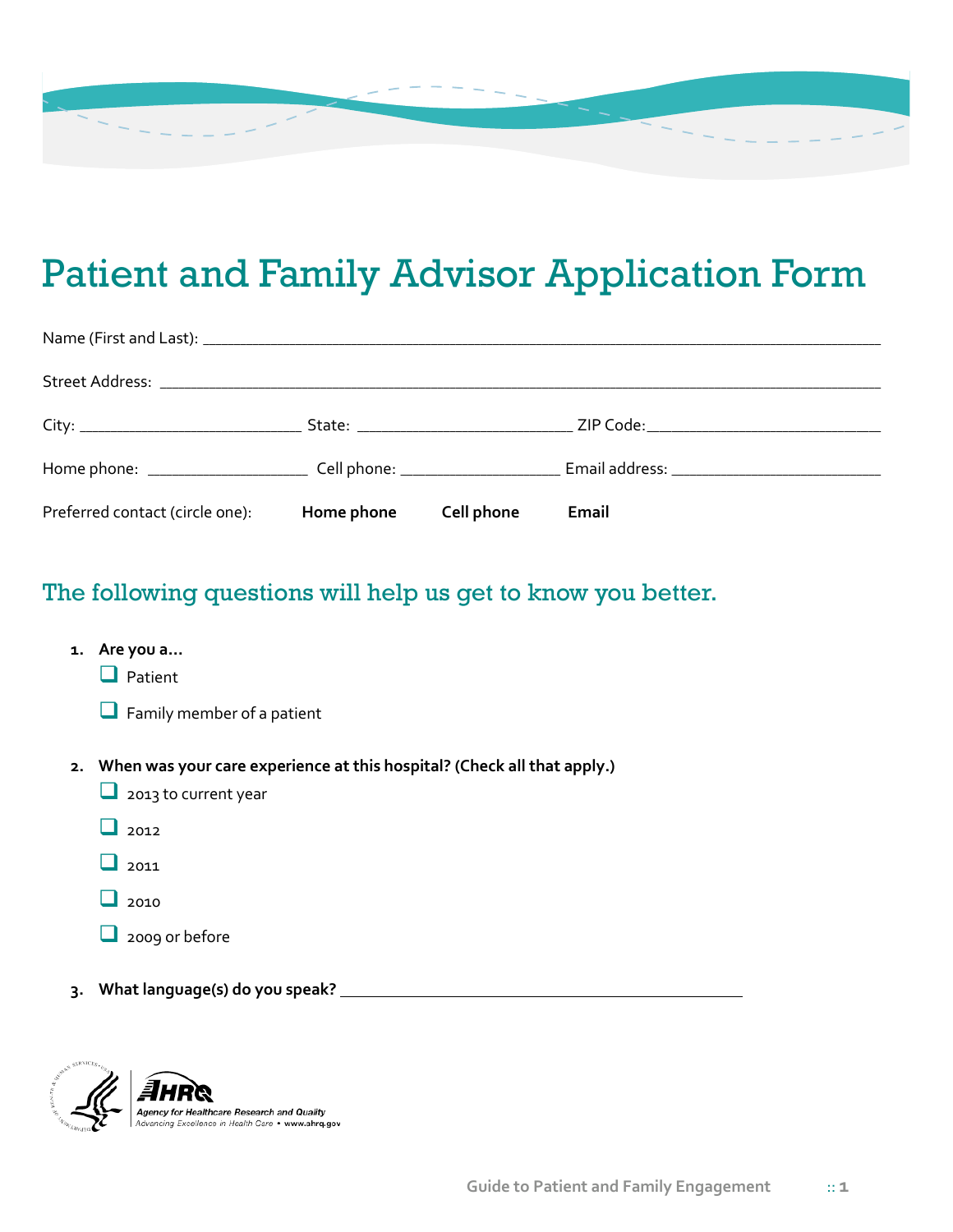# Patient and Family Advisor Application Form

Name (First and Last): ______________________________________________________________

Street Address: ______________________________________________________________

City: ________________________ State: ________________________ ZIP Code: ________________________

Home phone: __________________ Cell phone: __________________ Email address: ______________________

Preferred contact (circle one): **Home phone** **Cell phone** **Email**

## The following questions will help us get to know you better.

1. **Are you a…**
   - ☐ Patient
   - ☐ Family member of a patient

2. **When was your care experience at this hospital? (Check all that apply.)**
   - ☐ 2013 to current year
   - ☐ 2012
   - ☐ 2011
   - ☐ 2010
   - ☐ 2009 or before

3. **What language(s) do you speak?** ______________________________________________

AHRQ Agency for Healthcare Research and Quality
Advancing Excellence in Health Care • www.ahrq.gov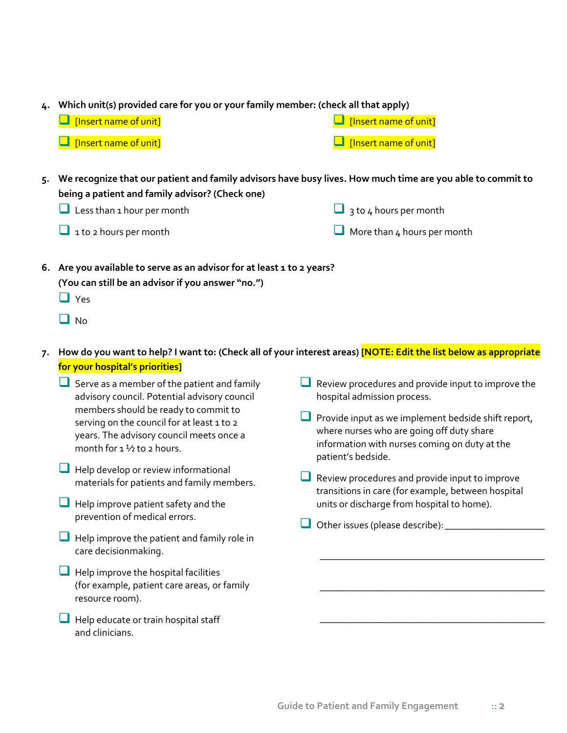4. **Which unit(s) provided care for you or your family member: (check all that apply)**

- ❑ [Insert name of unit]
- ❑ [Insert name of unit]
- ❑ [Insert name of unit]
- ❑ [Insert name of unit]

5. **We recognize that our patient and family advisors have busy lives. How much time are you able to commit to being a patient and family advisor? (Check one)**

- ❑ Less than 1 hour per month
- ❑ 1 to 2 hours per month
- ❑ 3 to 4 hours per month
- ❑ More than 4 hours per month

6. **Are you available to serve as an advisor for at least 1 to 2 years? (You can still be an advisor if you answer "no.")**

- ❑ Yes
- ❑ No

7. **How do you want to help? I want to: (Check all of your interest areas) [NOTE: Edit the list below as appropriate for your hospital's priorities]**

- ❑ Serve as a member of the patient and family advisory council. Potential advisory council members should be ready to commit to serving on the council for at least 1 to 2 years. The advisory council meets once a month for 1 ½ to 2 hours.
- ❑ Help develop or review informational materials for patients and family members.
- ❑ Help improve patient safety and the prevention of medical errors.
- ❑ Help improve the patient and family role in care decisionmaking.
- ❑ Help improve the hospital facilities (for example, patient care areas, or family resource room).
- ❑ Help educate or train hospital staff and clinicians.
- ❑ Review procedures and provide input to improve the hospital admission process.
- ❑ Provide input as we implement bedside shift report, where nurses who are going off duty share information with nurses coming on duty at the patient's bedside.
- ❑ Review procedures and provide input to improve transitions in care (for example, between hospital units or discharge from hospital to home).
- ❑ Other issues (please describe):____________________

_____________________________________________

_____________________________________________

_____________________________________________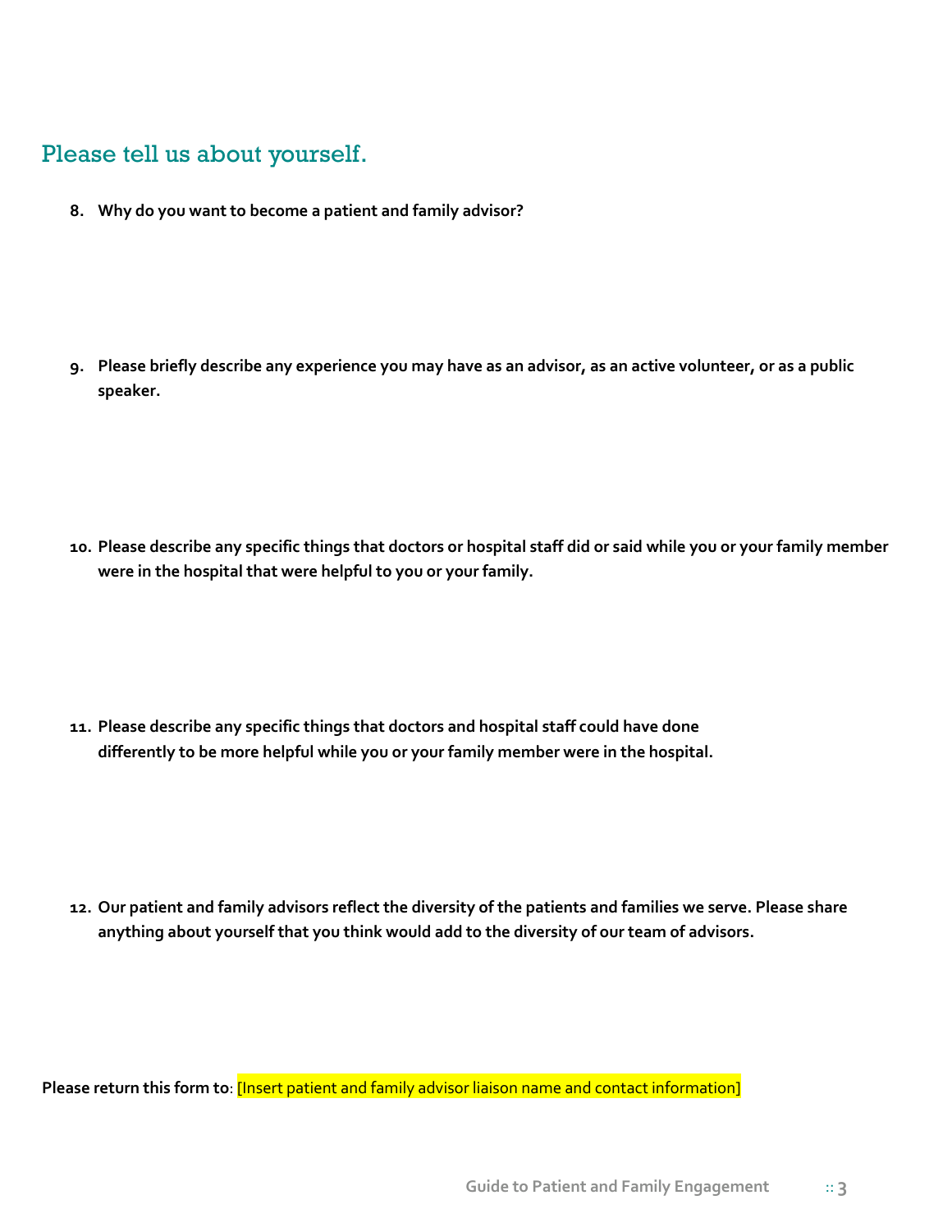## Please tell us about yourself.

8. **Why do you want to become a patient and family advisor?**

9. **Please briefly describe any experience you may have as an advisor, as an active volunteer, or as a public speaker.**

10. **Please describe any specific things that doctors or hospital staff did or said while you or your family member were in the hospital that were helpful to you or your family.**

11. **Please describe any specific things that doctors and hospital staff could have done differently to be more helpful while you or your family member were in the hospital.**

12. **Our patient and family advisors reflect the diversity of the patients and families we serve. Please share anything about yourself that you think would add to the diversity of our team of advisors.**

**Please return this form to**: [Insert patient and family advisor liaison name and contact information]